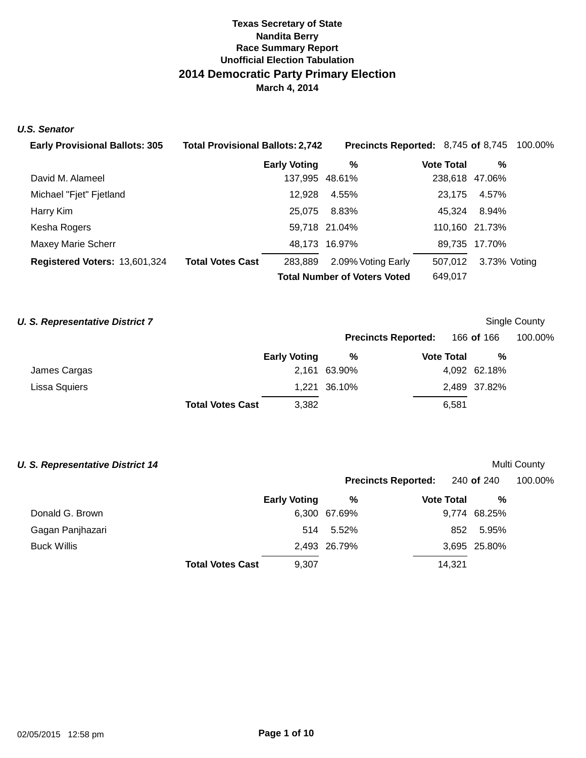**Texas Secretary of State**
**Nandita Berry**
**Race Summary Report**
**Unofficial Election Tabulation**

# 2014 Democratic Party Primary Election

**March 4, 2014**

### *U.S. Senator*

**Early Provisional Ballots:** 305 **Total Provisional Ballots:** 2,742 **Precincts Reported:** 8,745 **of** 8,745 100.00%

| | | Early Voting | % | | Vote Total | % | |
|---|---|---|---|---|---|---|---|
| David M. Alameel | | 137,995 | 48.61% | | 238,618 | 47.06% | |
| Michael "Fjet" Fjetland | | 12,928 | 4.55% | | 23,175 | 4.57% | |
| Harry Kim | | 25,075 | 8.83% | | 45,324 | 8.94% | |
| Kesha Rogers | | 59,718 | 21.04% | | 110,160 | 21.73% | |
| Maxey Marie Scherr | | 48,173 | 16.97% | | 89,735 | 17.70% | |
| **Registered Voters:** 13,601,324 | **Total Votes Cast** | 283,889 | 2.09% | Voting Early | 507,012 | 3.73% | Voting |
| | | | | **Total Number of Voters Voted** | 649,017 | | |

### *U. S. Representative District 7*

Single County

**Precincts Reported:** 166 **of** 166 100.00%

| | | Early Voting | % | Vote Total | % |
|---|---|---|---|---|---|
| James Cargas | | 2,161 | 63.90% | 4,092 | 62.18% |
| Lissa Squiers | | 1,221 | 36.10% | 2,489 | 37.82% |
| | **Total Votes Cast** | 3,382 | | 6,581 | |

### *U. S. Representative District 14*

Multi County

**Precincts Reported:** 240 **of** 240 100.00%

| | | Early Voting | % | Vote Total | % |
|---|---|---|---|---|---|
| Donald G. Brown | | 6,300 | 67.69% | 9,774 | 68.25% |
| Gagan Panjhazari | | 514 | 5.52% | 852 | 5.95% |
| Buck Willis | | 2,493 | 26.79% | 3,695 | 25.80% |
| | **Total Votes Cast** | 9,307 | | 14,321 | |

02/05/2015 12:58 pm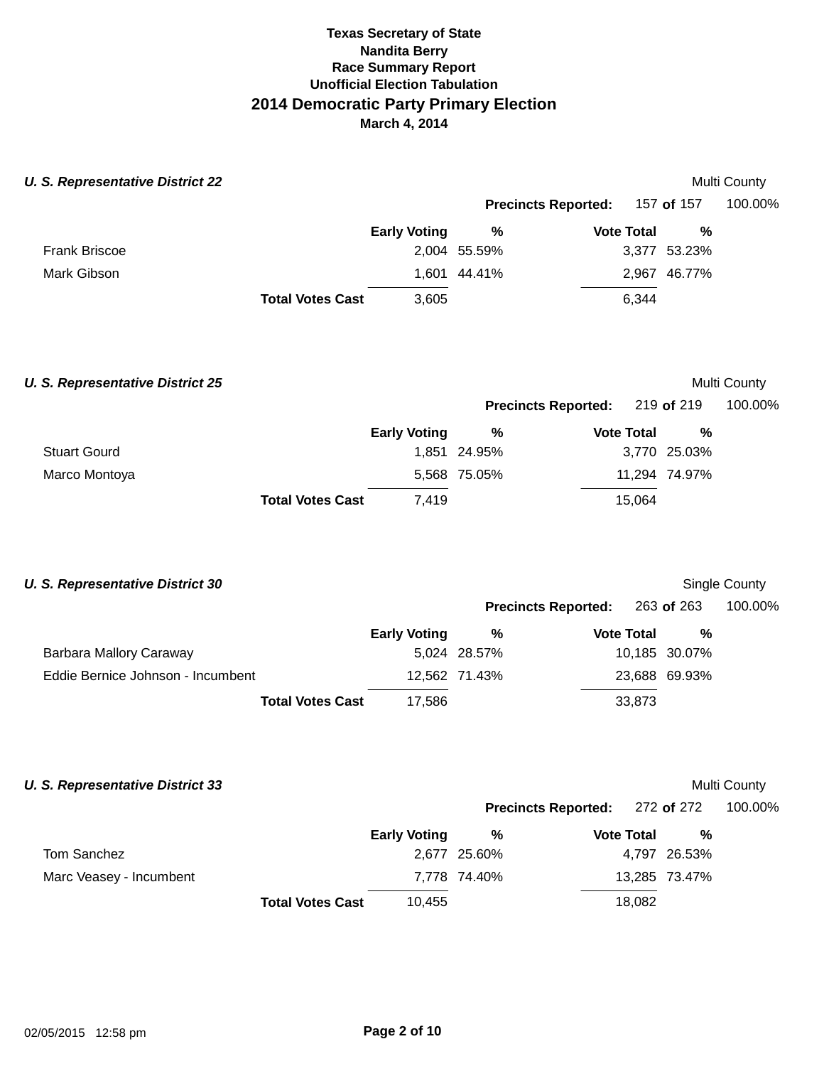**Texas Secretary of State**
**Nandita Berry**
**Race Summary Report**
**Unofficial Election Tabulation**

# 2014 Democratic Party Primary Election

**March 4, 2014**

### *U. S. Representative District 22*

Multi County

**Precincts Reported:** 157 **of** 157 100.00%

| | Early Voting | % | Vote Total | % |
|---|---|---|---|---|
| Frank Briscoe | 2,004 | 55.59% | 3,377 | 53.23% |
| Mark Gibson | 1,601 | 44.41% | 2,967 | 46.77% |
| **Total Votes Cast** | 3,605 | | 6,344 | |

### *U. S. Representative District 25*

Multi County

**Precincts Reported:** 219 **of** 219 100.00%

| | Early Voting | % | Vote Total | % |
|---|---|---|---|---|
| Stuart Gourd | 1,851 | 24.95% | 3,770 | 25.03% |
| Marco Montoya | 5,568 | 75.05% | 11,294 | 74.97% |
| **Total Votes Cast** | 7,419 | | 15,064 | |

### *U. S. Representative District 30*

Single County

**Precincts Reported:** 263 **of** 263 100.00%

| | Early Voting | % | Vote Total | % |
|---|---|---|---|---|
| Barbara Mallory Caraway | 5,024 | 28.57% | 10,185 | 30.07% |
| Eddie Bernice Johnson - Incumbent | 12,562 | 71.43% | 23,688 | 69.93% |
| **Total Votes Cast** | 17,586 | | 33,873 | |

### *U. S. Representative District 33*

Multi County

**Precincts Reported:** 272 **of** 272 100.00%

| | Early Voting | % | Vote Total | % |
|---|---|---|---|---|
| Tom Sanchez | 2,677 | 25.60% | 4,797 | 26.53% |
| Marc Veasey - Incumbent | 7,778 | 74.40% | 13,285 | 73.47% |
| **Total Votes Cast** | 10,455 | | 18,082 | |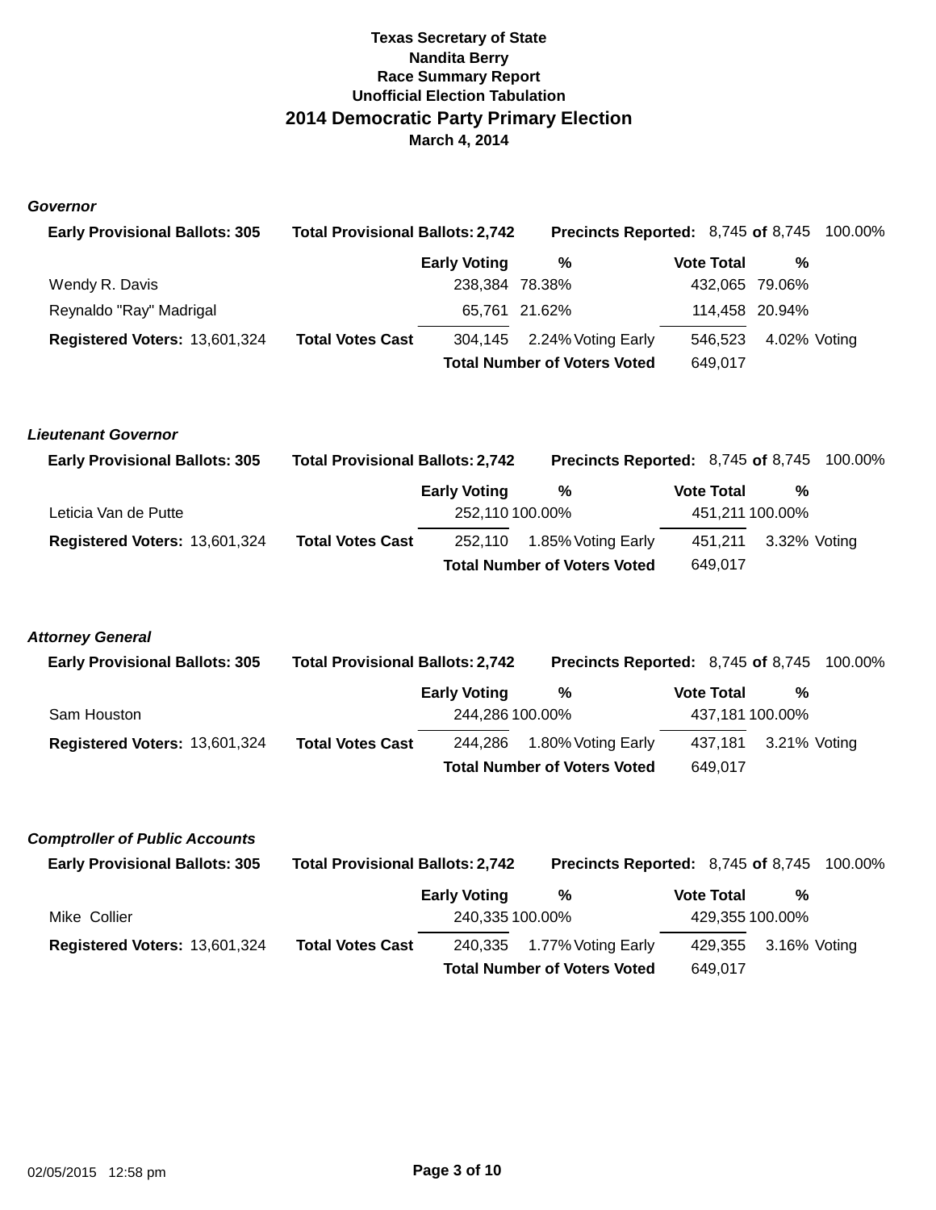**Texas Secretary of State**
**Nandita Berry**
**Race Summary Report**
**Unofficial Election Tabulation**

## 2014 Democratic Party Primary Election

**March 4, 2014**

### *Governor*

**Early Provisional Ballots: 305** | **Total Provisional Ballots: 2,742** | **Precincts Reported:** 8,745 **of** 8,745 100.00%

| | Early Voting | % | Vote Total | % |
|---|---|---|---|---|
| Wendy R. Davis | 238,384 | 78.38% | 432,065 | 79.06% |
| Reynaldo "Ray" Madrigal | 65,761 | 21.62% | 114,458 | 20.94% |
| **Total Votes Cast** | 304,145 | 2.24% Voting Early | 546,523 | 4.02% Voting |
| **Total Number of Voters Voted** | | | 649,017 | |

**Registered Voters:** 13,601,324

### *Lieutenant Governor*

**Early Provisional Ballots: 305** | **Total Provisional Ballots: 2,742** | **Precincts Reported:** 8,745 **of** 8,745 100.00%

| | Early Voting | % | Vote Total | % |
|---|---|---|---|---|
| Leticia Van de Putte | 252,110 | 100.00% | 451,211 | 100.00% |
| **Total Votes Cast** | 252,110 | 1.85% Voting Early | 451,211 | 3.32% Voting |
| **Total Number of Voters Voted** | | | 649,017 | |

**Registered Voters:** 13,601,324

### *Attorney General*

**Early Provisional Ballots: 305** | **Total Provisional Ballots: 2,742** | **Precincts Reported:** 8,745 **of** 8,745 100.00%

| | Early Voting | % | Vote Total | % |
|---|---|---|---|---|
| Sam Houston | 244,286 | 100.00% | 437,181 | 100.00% |
| **Total Votes Cast** | 244,286 | 1.80% Voting Early | 437,181 | 3.21% Voting |
| **Total Number of Voters Voted** | | | 649,017 | |

**Registered Voters:** 13,601,324

### *Comptroller of Public Accounts*

**Early Provisional Ballots: 305** | **Total Provisional Ballots: 2,742** | **Precincts Reported:** 8,745 **of** 8,745 100.00%

| | Early Voting | % | Vote Total | % |
|---|---|---|---|---|
| Mike Collier | 240,335 | 100.00% | 429,355 | 100.00% |
| **Total Votes Cast** | 240,335 | 1.77% Voting Early | 429,355 | 3.16% Voting |
| **Total Number of Voters Voted** | | | 649,017 | |

**Registered Voters:** 13,601,324

02/05/2015 12:58 pm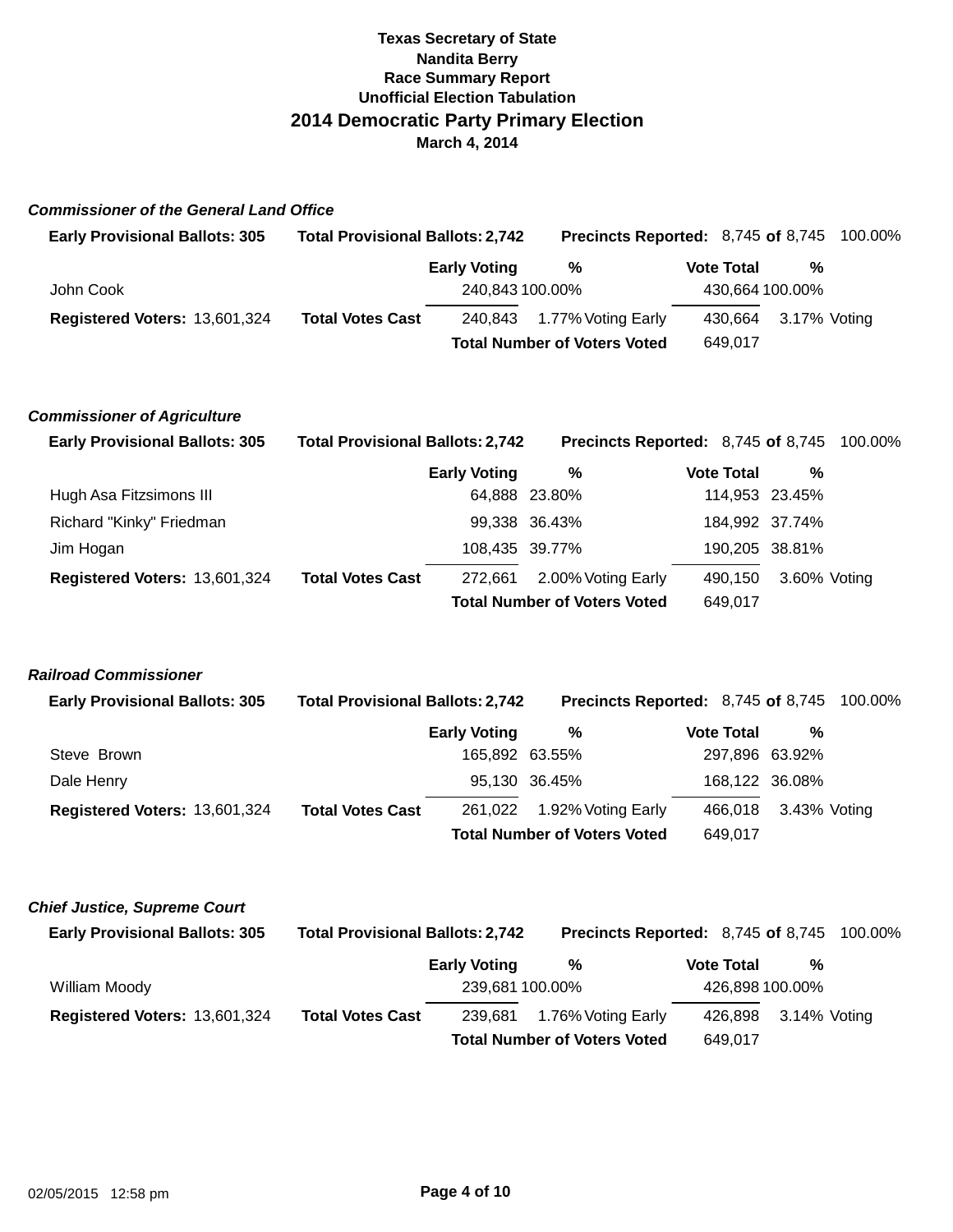**Texas Secretary of State**
**Nandita Berry**
**Race Summary Report**
**Unofficial Election Tabulation**

## 2014 Democratic Party Primary Election

**March 4, 2014**

### *Commissioner of the General Land Office*

**Early Provisional Ballots: 305** | **Total Provisional Ballots: 2,742** | **Precincts Reported:** 8,745 **of** 8,745 100.00%

| | | Early Voting | % | | Vote Total | % | |
|---|---|---|---|---|---|---|---|
| John Cook | | 240,843 | 100.00% | | 430,664 | 100.00% | |
| **Registered Voters:** 13,601,324 | **Total Votes Cast** | 240,843 | 1.77% | Voting Early | 430,664 | 3.17% | Voting |
| | | **Total Number of Voters Voted** | | | 649,017 | | |

### *Commissioner of Agriculture*

**Early Provisional Ballots: 305** | **Total Provisional Ballots: 2,742** | **Precincts Reported:** 8,745 **of** 8,745 100.00%

| | | Early Voting | % | | Vote Total | % | |
|---|---|---|---|---|---|---|---|
| Hugh Asa Fitzsimons III | | 64,888 | 23.80% | | 114,953 | 23.45% | |
| Richard "Kinky" Friedman | | 99,338 | 36.43% | | 184,992 | 37.74% | |
| Jim Hogan | | 108,435 | 39.77% | | 190,205 | 38.81% | |
| **Registered Voters:** 13,601,324 | **Total Votes Cast** | 272,661 | 2.00% | Voting Early | 490,150 | 3.60% | Voting |
| | | **Total Number of Voters Voted** | | | 649,017 | | |

### *Railroad Commissioner*

**Early Provisional Ballots: 305** | **Total Provisional Ballots: 2,742** | **Precincts Reported:** 8,745 **of** 8,745 100.00%

| | | Early Voting | % | | Vote Total | % | |
|---|---|---|---|---|---|---|---|
| Steve Brown | | 165,892 | 63.55% | | 297,896 | 63.92% | |
| Dale Henry | | 95,130 | 36.45% | | 168,122 | 36.08% | |
| **Registered Voters:** 13,601,324 | **Total Votes Cast** | 261,022 | 1.92% | Voting Early | 466,018 | 3.43% | Voting |
| | | **Total Number of Voters Voted** | | | 649,017 | | |

### *Chief Justice, Supreme Court*

**Early Provisional Ballots: 305** | **Total Provisional Ballots: 2,742** | **Precincts Reported:** 8,745 **of** 8,745 100.00%

| | | Early Voting | % | | Vote Total | % | |
|---|---|---|---|---|---|---|---|
| William Moody | | 239,681 | 100.00% | | 426,898 | 100.00% | |
| **Registered Voters:** 13,601,324 | **Total Votes Cast** | 239,681 | 1.76% | Voting Early | 426,898 | 3.14% | Voting |
| | | **Total Number of Voters Voted** | | | 649,017 | | |

02/05/2015 12:58 pm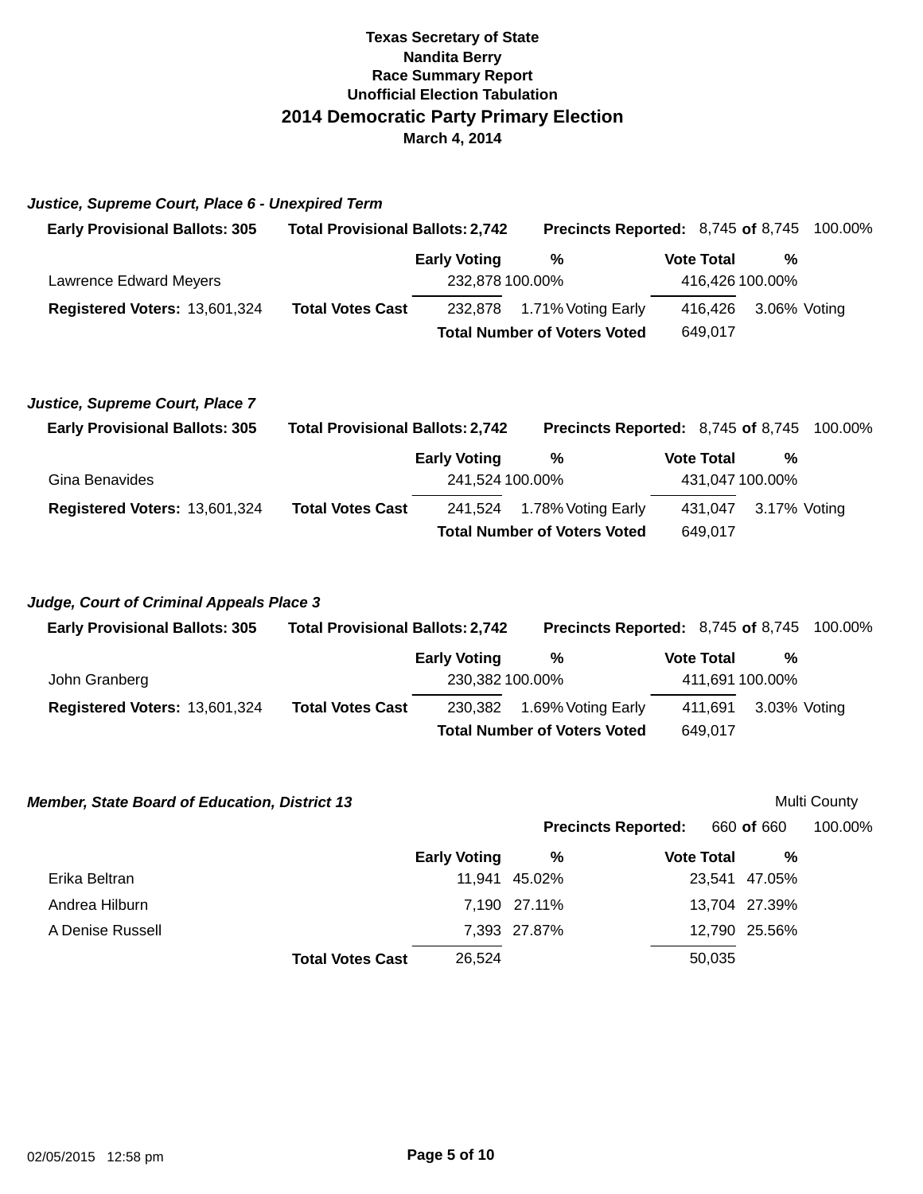**Texas Secretary of State**
**Nandita Berry**
**Race Summary Report**
**Unofficial Election Tabulation**

# 2014 Democratic Party Primary Election

**March 4, 2014**

### *Justice, Supreme Court, Place 6 - Unexpired Term*

**Early Provisional Ballots:** 305 | **Total Provisional Ballots:** 2,742 | **Precincts Reported:** 8,745 **of** 8,745 100.00%

| | Early Voting | % | Vote Total | % |
|---|---|---|---|---|
| Lawrence Edward Meyers | 232,878 | 100.00% | 416,426 | 100.00% |
| **Total Votes Cast** | 232,878 | 1.71% Voting Early | 416,426 | 3.06% Voting |

**Registered Voters:** 13,601,324

**Total Number of Voters Voted** 649,017

### *Justice, Supreme Court, Place 7*

**Early Provisional Ballots:** 305 | **Total Provisional Ballots:** 2,742 | **Precincts Reported:** 8,745 **of** 8,745 100.00%

| | Early Voting | % | Vote Total | % |
|---|---|---|---|---|
| Gina Benavides | 241,524 | 100.00% | 431,047 | 100.00% |
| **Total Votes Cast** | 241,524 | 1.78% Voting Early | 431,047 | 3.17% Voting |

**Registered Voters:** 13,601,324

**Total Number of Voters Voted** 649,017

### *Judge, Court of Criminal Appeals Place 3*

**Early Provisional Ballots:** 305 | **Total Provisional Ballots:** 2,742 | **Precincts Reported:** 8,745 **of** 8,745 100.00%

| | Early Voting | % | Vote Total | % |
|---|---|---|---|---|
| John Granberg | 230,382 | 100.00% | 411,691 | 100.00% |
| **Total Votes Cast** | 230,382 | 1.69% Voting Early | 411,691 | 3.03% Voting |

**Registered Voters:** 13,601,324

**Total Number of Voters Voted** 649,017

### *Member, State Board of Education, District 13*

Multi County

**Precincts Reported:** 660 **of** 660 100.00%

| | Early Voting | % | Vote Total | % |
|---|---|---|---|---|
| Erika Beltran | 11,941 | 45.02% | 23,541 | 47.05% |
| Andrea Hilburn | 7,190 | 27.11% | 13,704 | 27.39% |
| A Denise Russell | 7,393 | 27.87% | 12,790 | 25.56% |
| **Total Votes Cast** | 26,524 | | 50,035 | |

02/05/2015 12:58 pm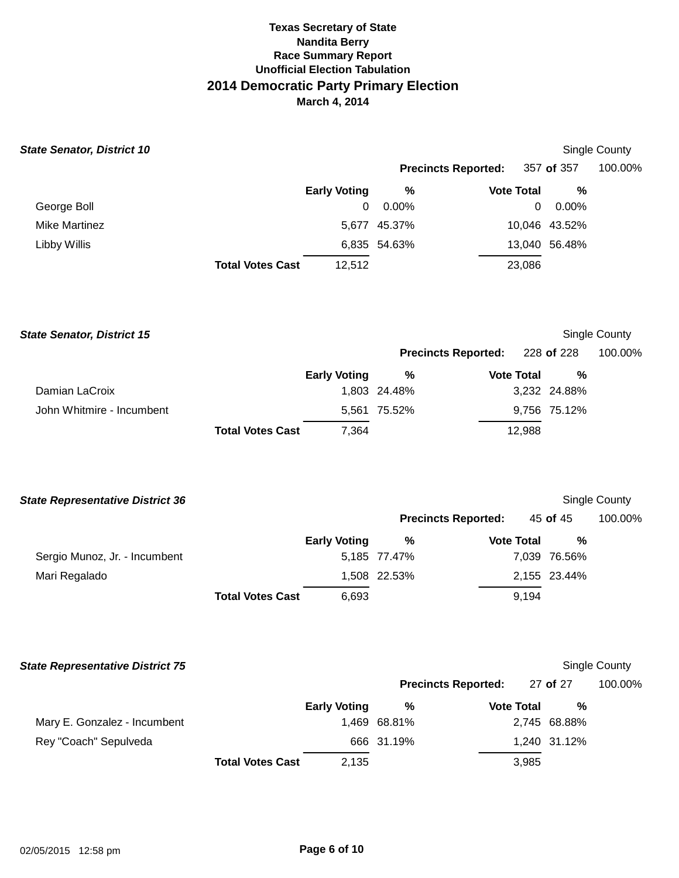**Texas Secretary of State**
**Nandita Berry**
**Race Summary Report**
**Unofficial Election Tabulation**

## 2014 Democratic Party Primary Election

**March 4, 2014**

### *State Senator, District 10*

Single County

**Precincts Reported:** 357 **of** 357 100.00%

| | Early Voting | % | Vote Total | % |
|---|---|---|---|---|
| George Boll | 0 | 0.00% | 0 | 0.00% |
| Mike Martinez | 5,677 | 45.37% | 10,046 | 43.52% |
| Libby Willis | 6,835 | 54.63% | 13,040 | 56.48% |
| **Total Votes Cast** | 12,512 | | 23,086 | |

### *State Senator, District 15*

Single County

**Precincts Reported:** 228 **of** 228 100.00%

| | Early Voting | % | Vote Total | % |
|---|---|---|---|---|
| Damian LaCroix | 1,803 | 24.48% | 3,232 | 24.88% |
| John Whitmire - Incumbent | 5,561 | 75.52% | 9,756 | 75.12% |
| **Total Votes Cast** | 7,364 | | 12,988 | |

### *State Representative District 36*

Single County

**Precincts Reported:** 45 **of** 45 100.00%

| | Early Voting | % | Vote Total | % |
|---|---|---|---|---|
| Sergio Munoz, Jr. - Incumbent | 5,185 | 77.47% | 7,039 | 76.56% |
| Mari Regalado | 1,508 | 22.53% | 2,155 | 23.44% |
| **Total Votes Cast** | 6,693 | | 9,194 | |

### *State Representative District 75*

Single County

**Precincts Reported:** 27 **of** 27 100.00%

| | Early Voting | % | Vote Total | % |
|---|---|---|---|---|
| Mary E. Gonzalez - Incumbent | 1,469 | 68.81% | 2,745 | 68.88% |
| Rey "Coach" Sepulveda | 666 | 31.19% | 1,240 | 31.12% |
| **Total Votes Cast** | 2,135 | | 3,985 | |

02/05/2015 12:58 pm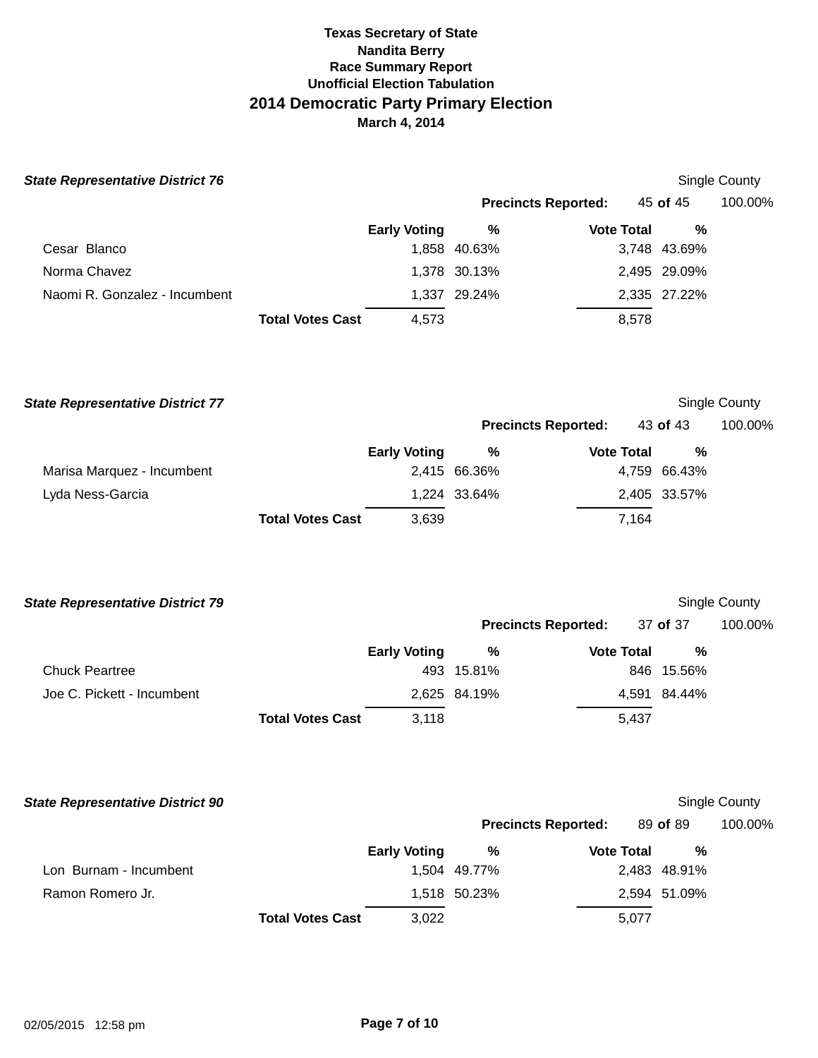**Texas Secretary of State**
**Nandita Berry**
**Race Summary Report**
**Unofficial Election Tabulation**

# 2014 Democratic Party Primary Election

**March 4, 2014**

### *State Representative District 76*

Single County

**Precincts Reported:** 45 **of** 45 100.00%

| | Early Voting | % | Vote Total | % |
|---|---|---|---|---|
| Cesar Blanco | 1,858 | 40.63% | 3,748 | 43.69% |
| Norma Chavez | 1,378 | 30.13% | 2,495 | 29.09% |
| Naomi R. Gonzalez - Incumbent | 1,337 | 29.24% | 2,335 | 27.22% |
| **Total Votes Cast** | 4,573 | | 8,578 | |

### *State Representative District 77*

Single County

**Precincts Reported:** 43 **of** 43 100.00%

| | Early Voting | % | Vote Total | % |
|---|---|---|---|---|
| Marisa Marquez - Incumbent | 2,415 | 66.36% | 4,759 | 66.43% |
| Lyda Ness-Garcia | 1,224 | 33.64% | 2,405 | 33.57% |
| **Total Votes Cast** | 3,639 | | 7,164 | |

### *State Representative District 79*

Single County

**Precincts Reported:** 37 **of** 37 100.00%

| | Early Voting | % | Vote Total | % |
|---|---|---|---|---|
| Chuck Peartree | 493 | 15.81% | 846 | 15.56% |
| Joe C. Pickett - Incumbent | 2,625 | 84.19% | 4,591 | 84.44% |
| **Total Votes Cast** | 3,118 | | 5,437 | |

### *State Representative District 90*

Single County

**Precincts Reported:** 89 **of** 89 100.00%

| | Early Voting | % | Vote Total | % |
|---|---|---|---|---|
| Lon Burnam - Incumbent | 1,504 | 49.77% | 2,483 | 48.91% |
| Ramon Romero Jr. | 1,518 | 50.23% | 2,594 | 51.09% |
| **Total Votes Cast** | 3,022 | | 5,077 | |

02/05/2015 12:58 pm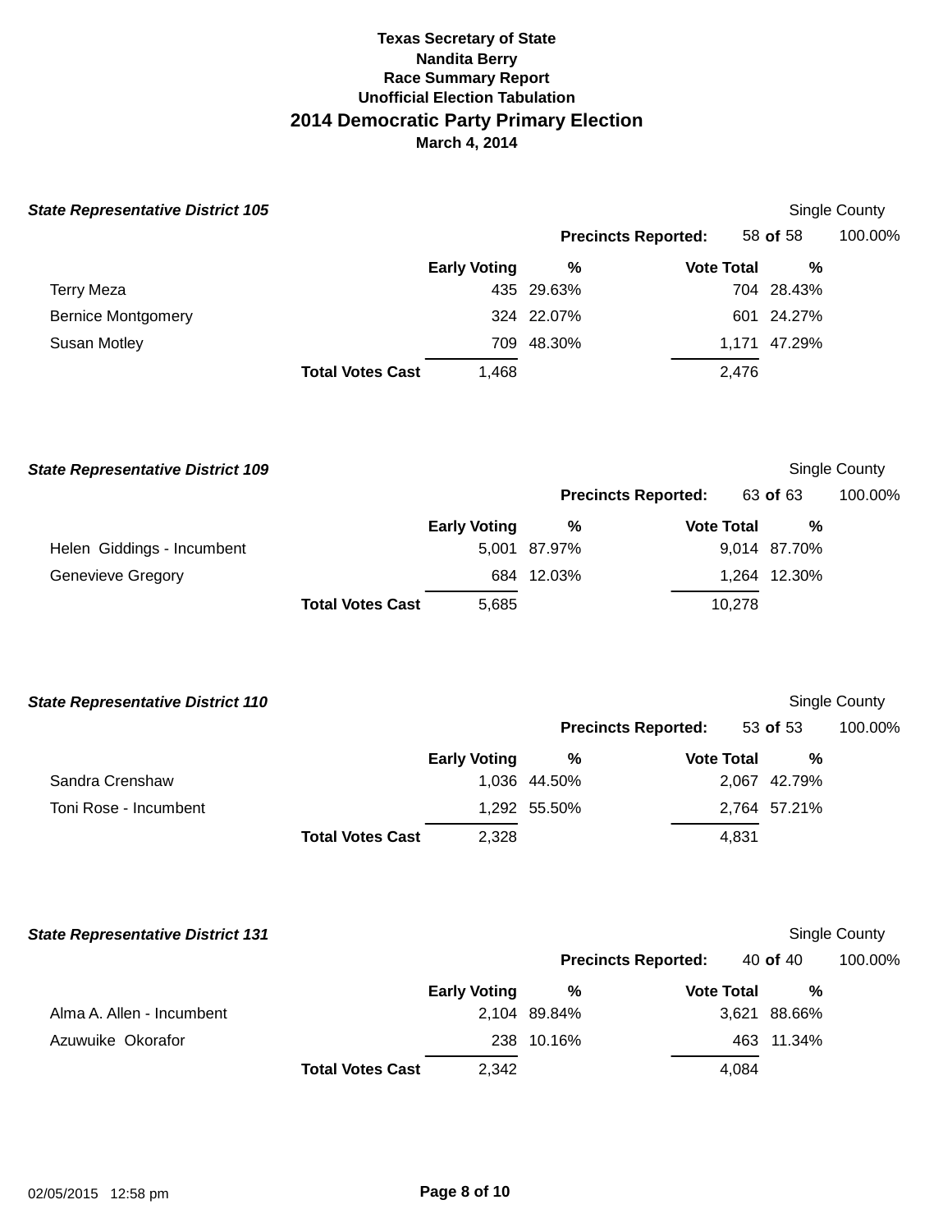**Texas Secretary of State**
**Nandita Berry**
**Race Summary Report**
**Unofficial Election Tabulation**

## 2014 Democratic Party Primary Election

**March 4, 2014**

### *State Representative District 105*

Single County

**Precincts Reported:** 58 **of** 58 100.00%

| | Early Voting | % | Vote Total | % |
|---|---|---|---|---|
| Terry Meza | 435 | 29.63% | 704 | 28.43% |
| Bernice Montgomery | 324 | 22.07% | 601 | 24.27% |
| Susan Motley | 709 | 48.30% | 1,171 | 47.29% |
| **Total Votes Cast** | 1,468 | | 2,476 | |

### *State Representative District 109*

Single County

**Precincts Reported:** 63 **of** 63 100.00%

| | Early Voting | % | Vote Total | % |
|---|---|---|---|---|
| Helen Giddings - Incumbent | 5,001 | 87.97% | 9,014 | 87.70% |
| Genevieve Gregory | 684 | 12.03% | 1,264 | 12.30% |
| **Total Votes Cast** | 5,685 | | 10,278 | |

### *State Representative District 110*

Single County

**Precincts Reported:** 53 **of** 53 100.00%

| | Early Voting | % | Vote Total | % |
|---|---|---|---|---|
| Sandra Crenshaw | 1,036 | 44.50% | 2,067 | 42.79% |
| Toni Rose - Incumbent | 1,292 | 55.50% | 2,764 | 57.21% |
| **Total Votes Cast** | 2,328 | | 4,831 | |

### *State Representative District 131*

Single County

**Precincts Reported:** 40 **of** 40 100.00%

| | Early Voting | % | Vote Total | % |
|---|---|---|---|---|
| Alma A. Allen - Incumbent | 2,104 | 89.84% | 3,621 | 88.66% |
| Azuwuike Okorafor | 238 | 10.16% | 463 | 11.34% |
| **Total Votes Cast** | 2,342 | | 4,084 | |

02/05/2015 12:58 pm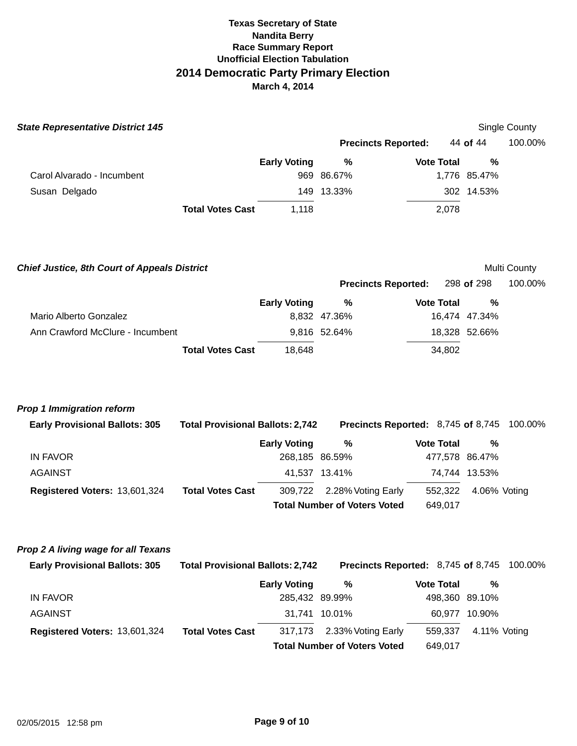# Texas Secretary of State
## Nandita Berry
### Race Summary Report
### Unofficial Election Tabulation
## 2014 Democratic Party Primary Election
### March 4, 2014

***State Representative District 145*** — Single County

**Precincts Reported:** 44 **of** 44 — 100.00%

| | Early Voting | % | Vote Total | % |
|---|---|---|---|---|
| Carol Alvarado - Incumbent | 969 | 86.67% | 1,776 | 85.47% |
| Susan Delgado | 149 | 13.33% | 302 | 14.53% |
| **Total Votes Cast** | 1,118 | | 2,078 | |

***Chief Justice, 8th Court of Appeals District*** — Multi County

**Precincts Reported:** 298 **of** 298 — 100.00%

| | Early Voting | % | Vote Total | % |
|---|---|---|---|---|
| Mario Alberto Gonzalez | 8,832 | 47.36% | 16,474 | 47.34% |
| Ann Crawford McClure - Incumbent | 9,816 | 52.64% | 18,328 | 52.66% |
| **Total Votes Cast** | 18,648 | | 34,802 | |

***Prop 1 Immigration reform***

**Early Provisional Ballots:** 305 — **Total Provisional Ballots:** 2,742 — **Precincts Reported:** 8,745 **of** 8,745 — 100.00%

| | Early Voting | % | Vote Total | % |
|---|---|---|---|---|
| IN FAVOR | 268,185 | 86.59% | 477,578 | 86.47% |
| AGAINST | 41,537 | 13.41% | 74,744 | 13.53% |
| **Total Votes Cast** | 309,722 | 2.28% Voting Early | 552,322 | 4.06% Voting |

**Registered Voters:** 13,601,324

**Total Number of Voters Voted** 649,017

***Prop 2 A living wage for all Texans***

**Early Provisional Ballots:** 305 — **Total Provisional Ballots:** 2,742 — **Precincts Reported:** 8,745 **of** 8,745 — 100.00%

| | Early Voting | % | Vote Total | % |
|---|---|---|---|---|
| IN FAVOR | 285,432 | 89.99% | 498,360 | 89.10% |
| AGAINST | 31,741 | 10.01% | 60,977 | 10.90% |
| **Total Votes Cast** | 317,173 | 2.33% Voting Early | 559,337 | 4.11% Voting |

**Registered Voters:** 13,601,324

**Total Number of Voters Voted** 649,017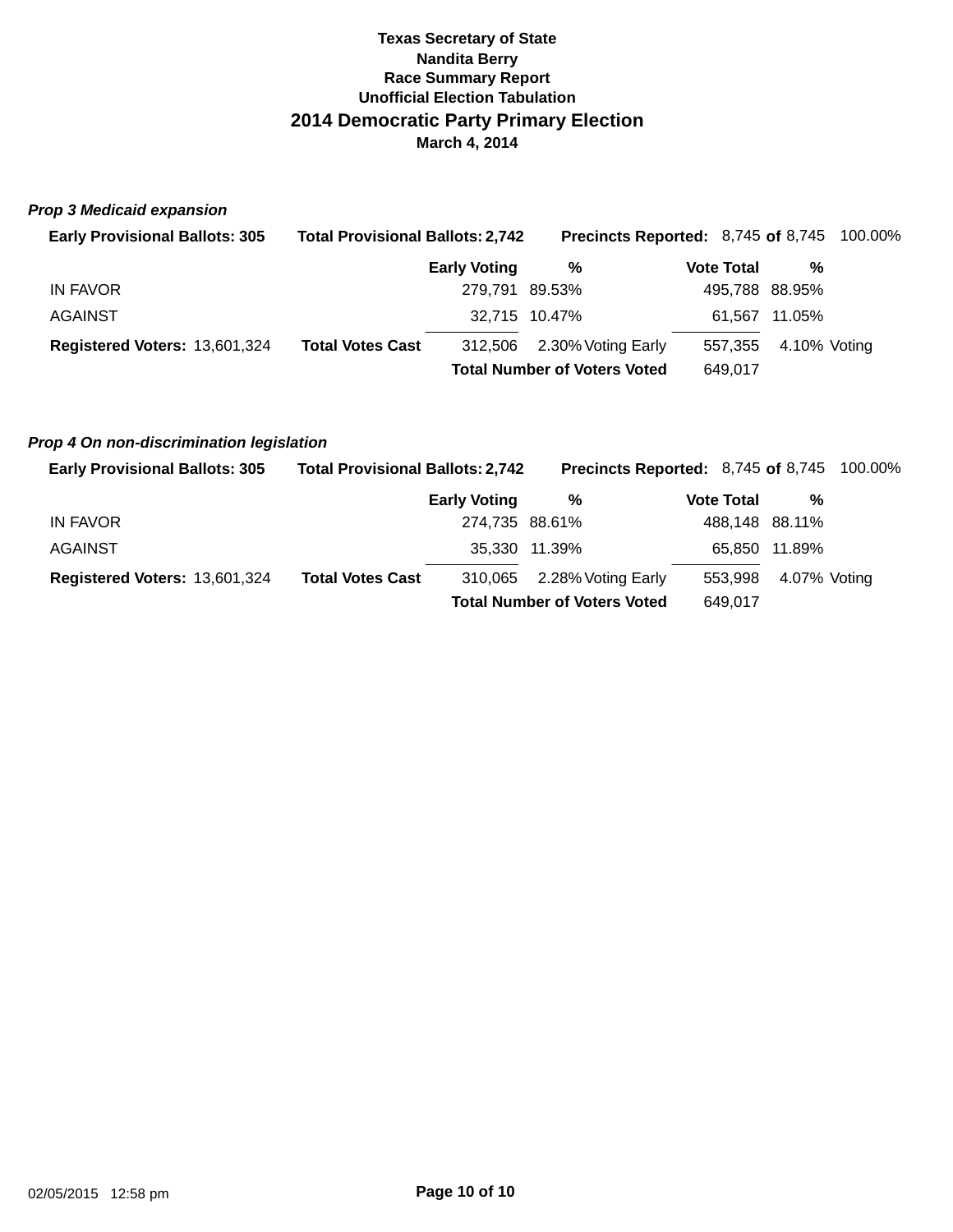**Texas Secretary of State**
**Nandita Berry**
**Race Summary Report**
**Unofficial Election Tabulation**

## 2014 Democratic Party Primary Election

**March 4, 2014**

### *Prop 3 Medicaid expansion*

**Early Provisional Ballots: 305** | **Total Provisional Ballots: 2,742** | **Precincts Reported:** 8,745 **of** 8,745 100.00%

| | Early Voting | % | Vote Total | % |
|---|---|---|---|---|
| IN FAVOR | 279,791 | 89.53% | 495,788 | 88.95% |
| AGAINST | 32,715 | 10.47% | 61,567 | 11.05% |

**Registered Voters:** 13,601,324 | **Total Votes Cast** 312,506 | 2.30% Voting Early | 557,355 | 4.10% Voting

**Total Number of Voters Voted** 649,017

### *Prop 4 On non-discrimination legislation*

**Early Provisional Ballots: 305** | **Total Provisional Ballots: 2,742** | **Precincts Reported:** 8,745 **of** 8,745 100.00%

| | Early Voting | % | Vote Total | % |
|---|---|---|---|---|
| IN FAVOR | 274,735 | 88.61% | 488,148 | 88.11% |
| AGAINST | 35,330 | 11.39% | 65,850 | 11.89% |

**Registered Voters:** 13,601,324 | **Total Votes Cast** 310,065 | 2.28% Voting Early | 553,998 | 4.07% Voting

**Total Number of Voters Voted** 649,017

02/05/2015 12:58 pm